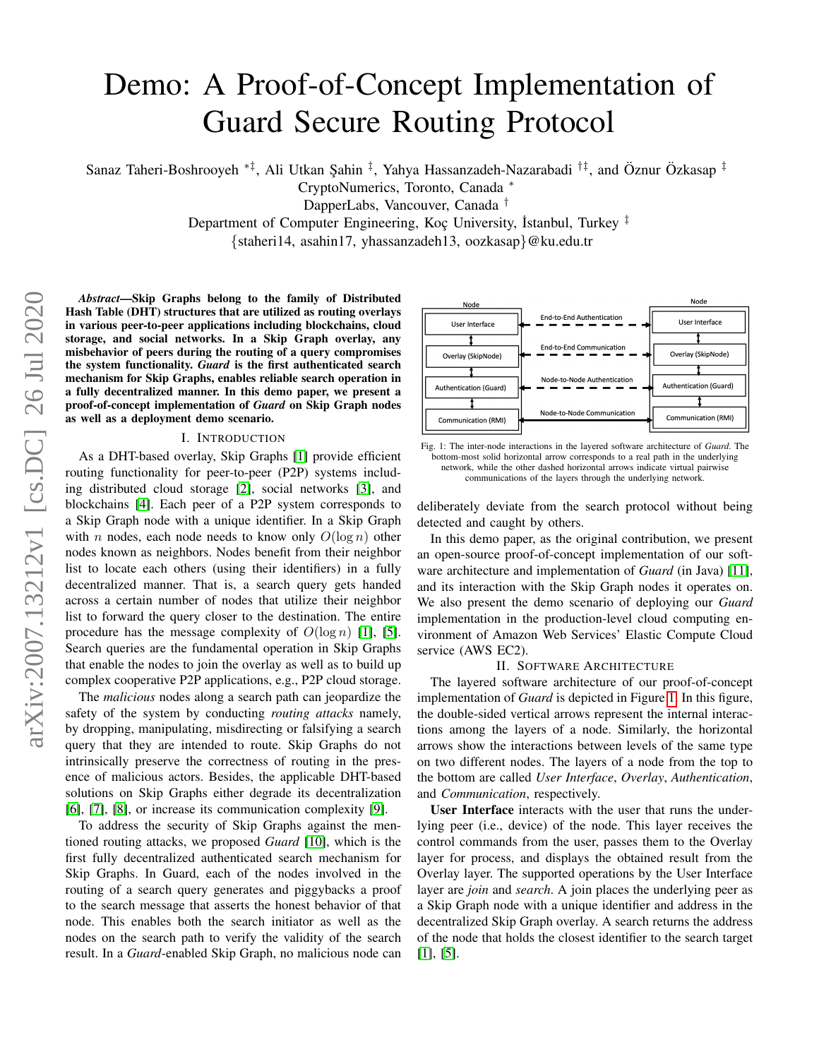# Demo: A Proof-of-Concept Implementation of Guard Secure Routing Protocol

Sanaz Taheri-Boshrooyeh [*‡], Ali Utkan Şahin [‡], Yahya Hassanzadeh-Nazarabadi [†‡], and Öznur Özkasap [‡]
CryptoNumerics, Toronto, Canada [*]
DapperLabs, Vancouver, Canada [†]
Department of Computer Engineering, Koç University, İstanbul, Turkey [‡]
{staheri14, asahin17, yhassanzadeh13, oozkasap}@ku.edu.tr

***Abstract*—Skip Graphs belong to the family of Distributed Hash Table (DHT) structures that are utilized as routing overlays in various peer-to-peer applications including blockchains, cloud storage, and social networks. In a Skip Graph overlay, any misbehavior of peers during the routing of a query compromises the system functionality. *Guard* is the first authenticated search mechanism for Skip Graphs, enables reliable search operation in a fully decentralized manner. In this demo paper, we present a proof-of-concept implementation of *Guard* on Skip Graph nodes as well as a deployment demo scenario.**

## I. Introduction

As a DHT-based overlay, Skip Graphs [1] provide efficient routing functionality for peer-to-peer (P2P) systems including distributed cloud storage [2], social networks [3], and blockchains [4]. Each peer of a P2P system corresponds to a Skip Graph node with a unique identifier. In a Skip Graph with $n$ nodes, each node needs to know only $O(\log n)$ other nodes known as neighbors. Nodes benefit from their neighbor list to locate each others (using their identifiers) in a fully decentralized manner. That is, a search query gets handed across a certain number of nodes that utilize their neighbor list to forward the query closer to the destination. The entire procedure has the message complexity of $O(\log n)$ [1], [5]. Search queries are the fundamental operation in Skip Graphs that enable the nodes to join the overlay as well as to build up complex cooperative P2P applications, e.g., P2P cloud storage.

The *malicious* nodes along a search path can jeopardize the safety of the system by conducting *routing attacks* namely, by dropping, manipulating, misdirecting or falsifying a search query that they are intended to route. Skip Graphs do not intrinsically preserve the correctness of routing in the presence of malicious actors. Besides, the applicable DHT-based solutions on Skip Graphs either degrade its decentralization [6], [7], [8], or increase its communication complexity [9].

To address the security of Skip Graphs against the mentioned routing attacks, we proposed *Guard* [10], which is the first fully decentralized authenticated search mechanism for Skip Graphs. In Guard, each of the nodes involved in the routing of a search query generates and piggybacks a proof to the search message that asserts the honest behavior of that node. This enables both the search initiator as well as the nodes on the search path to verify the validity of the search result. In a *Guard*-enabled Skip Graph, no malicious node can deliberately deviate from the search protocol without being detected and caught by others.

Fig. 1: The inter-node interactions in the layered software architecture of *Guard*. The bottom-most solid horizontal arrow corresponds to a real path in the underlying network, while the other dashed horizontal arrows indicate virtual pairwise communications of the layers through the underlying network.

In this demo paper, as the original contribution, we present an open-source proof-of-concept implementation of our software architecture and implementation of *Guard* (in Java) [11], and its interaction with the Skip Graph nodes it operates on. We also present the demo scenario of deploying our *Guard* implementation in the production-level cloud computing environment of Amazon Web Services' Elastic Compute Cloud service (AWS EC2).

## II. Software Architecture

The layered software architecture of our proof-of-concept implementation of *Guard* is depicted in Figure 1. In this figure, the double-sided vertical arrows represent the internal interactions among the layers of a node. Similarly, the horizontal arrows show the interactions between levels of the same type on two different nodes. The layers of a node from the top to the bottom are called *User Interface*, *Overlay*, *Authentication*, and *Communication*, respectively.

**User Interface** interacts with the user that runs the underlying peer (i.e., device) of the node. This layer receives the control commands from the user, passes them to the Overlay layer for process, and displays the obtained result from the Overlay layer. The supported operations by the User Interface layer are *join* and *search*. A join places the underlying peer as a Skip Graph node with a unique identifier and address in the decentralized Skip Graph overlay. A search returns the address of the node that holds the closest identifier to the search target [1], [5].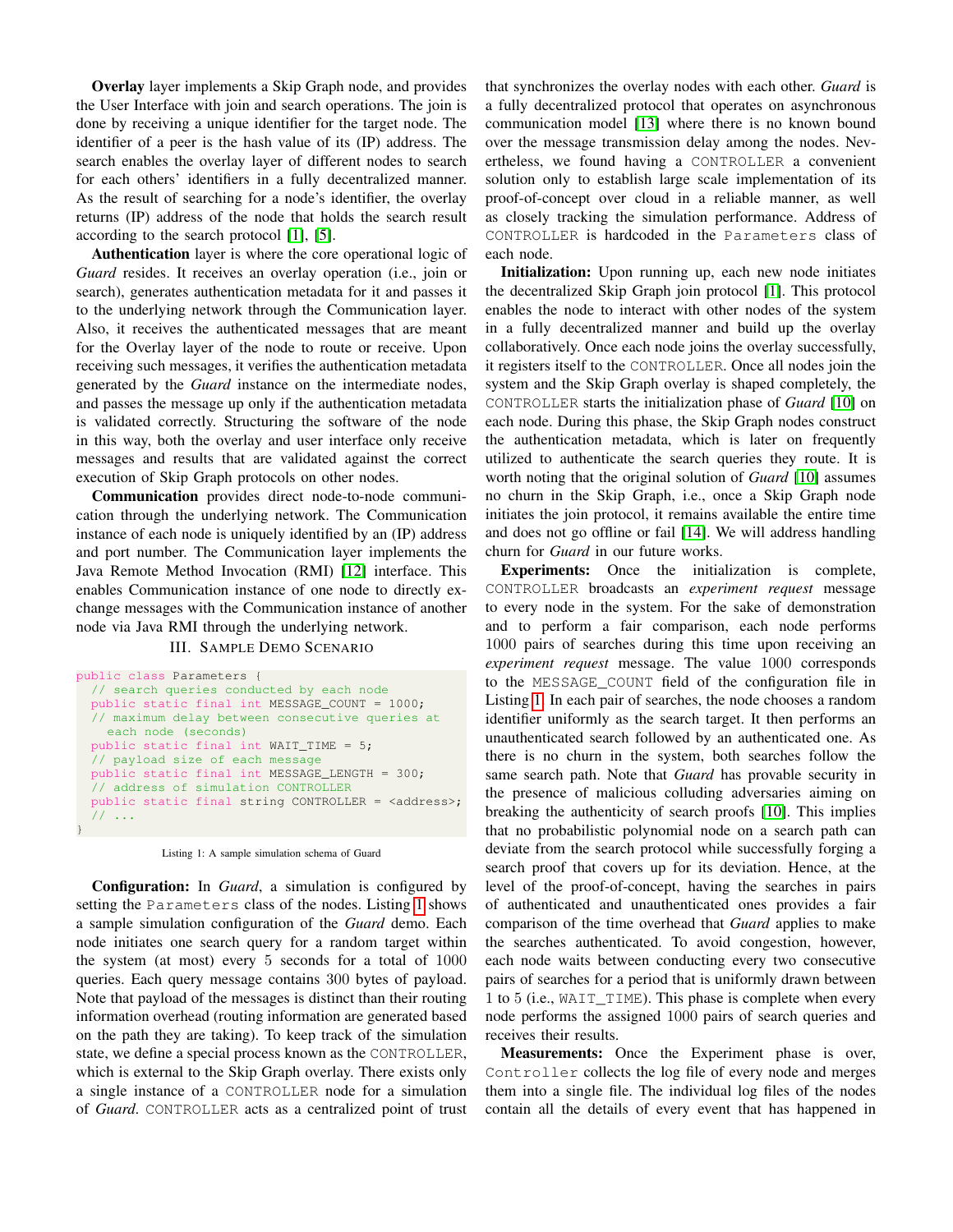**Overlay** layer implements a Skip Graph node, and provides the User Interface with join and search operations. The join is done by receiving a unique identifier for the target node. The identifier of a peer is the hash value of its (IP) address. The search enables the overlay layer of different nodes to search for each others' identifiers in a fully decentralized manner. As the result of searching for a node's identifier, the overlay returns (IP) address of the node that holds the search result according to the search protocol [1], [5].

**Authentication** layer is where the core operational logic of *Guard* resides. It receives an overlay operation (i.e., join or search), generates authentication metadata for it and passes it to the underlying network through the Communication layer. Also, it receives the authenticated messages that are meant for the Overlay layer of the node to route or receive. Upon receiving such messages, it verifies the authentication metadata generated by the *Guard* instance on the intermediate nodes, and passes the message up only if the authentication metadata is validated correctly. Structuring the software of the node in this way, both the overlay and user interface only receive messages and results that are validated against the correct execution of Skip Graph protocols on other nodes.

**Communication** provides direct node-to-node communication through the underlying network. The Communication instance of each node is uniquely identified by an (IP) address and port number. The Communication layer implements the Java Remote Method Invocation (RMI) [12] interface. This enables Communication instance of one node to directly exchange messages with the Communication instance of another node via Java RMI through the underlying network.

## III. Sample Demo Scenario

```
public class Parameters {
  // search queries conducted by each node
  public static final int MESSAGE_COUNT = 1000;
  // maximum delay between consecutive queries at
    each node (seconds)
  public static final int WAIT_TIME = 5;
  // payload size of each message
  public static final int MESSAGE_LENGTH = 300;
  // address of simulation CONTROLLER
  public static final string CONTROLLER = <address>;
  // ...
}
```

Listing 1: A sample simulation schema of Guard

**Configuration:** In *Guard*, a simulation is configured by setting the `Parameters` class of the nodes. Listing 1 shows a sample simulation configuration of the *Guard* demo. Each node initiates one search query for a random target within the system (at most) every 5 seconds for a total of 1000 queries. Each query message contains 300 bytes of payload. Note that payload of the messages is distinct than their routing information overhead (routing information are generated based on the path they are taking). To keep track of the simulation state, we define a special process known as the `CONTROLLER`, which is external to the Skip Graph overlay. There exists only a single instance of a `CONTROLLER` node for a simulation of *Guard*. `CONTROLLER` acts as a centralized point of trust that synchronizes the overlay nodes with each other. *Guard* is a fully decentralized protocol that operates on asynchronous communication model [13] where there is no known bound over the message transmission delay among the nodes. Nevertheless, we found having a `CONTROLLER` a convenient solution only to establish large scale implementation of its proof-of-concept over cloud in a reliable manner, as well as closely tracking the simulation performance. Address of `CONTROLLER` is hardcoded in the `Parameters` class of each node.

**Initialization:** Upon running up, each new node initiates the decentralized Skip Graph join protocol [1]. This protocol enables the node to interact with other nodes of the system in a fully decentralized manner and build up the overlay collaboratively. Once each node joins the overlay successfully, it registers itself to the `CONTROLLER`. Once all nodes join the system and the Skip Graph overlay is shaped completely, the `CONTROLLER` starts the initialization phase of *Guard* [10] on each node. During this phase, the Skip Graph nodes construct the authentication metadata, which is later on frequently utilized to authenticate the search queries they route. It is worth noting that the original solution of *Guard* [10] assumes no churn in the Skip Graph, i.e., once a Skip Graph node initiates the join protocol, it remains available the entire time and does not go offline or fail [14]. We will address handling churn for *Guard* in our future works.

**Experiments:** Once the initialization is complete, `CONTROLLER` broadcasts an *experiment request* message to every node in the system. For the sake of demonstration and to perform a fair comparison, each node performs 1000 pairs of searches during this time upon receiving an *experiment request* message. The value 1000 corresponds to the `MESSAGE_COUNT` field of the configuration file in Listing 1. In each pair of searches, the node chooses a random identifier uniformly as the search target. It then performs an unauthenticated search followed by an authenticated one. As there is no churn in the system, both searches follow the same search path. Note that *Guard* has provable security in the presence of malicious colluding adversaries aiming on breaking the authenticity of search proofs [10]. This implies that no probabilistic polynomial node on a search path can deviate from the search protocol while successfully forging a search proof that covers up for its deviation. Hence, at the level of the proof-of-concept, having the searches in pairs of authenticated and unauthenticated ones provides a fair comparison of the time overhead that *Guard* applies to make the searches authenticated. To avoid congestion, however, each node waits between conducting every two consecutive pairs of searches for a period that is uniformly drawn between 1 to 5 (i.e., `WAIT_TIME`). This phase is complete when every node performs the assigned 1000 pairs of search queries and receives their results.

**Measurements:** Once the Experiment phase is over, `Controller` collects the log file of every node and merges them into a single file. The individual log files of the nodes contain all the details of every event that has happened in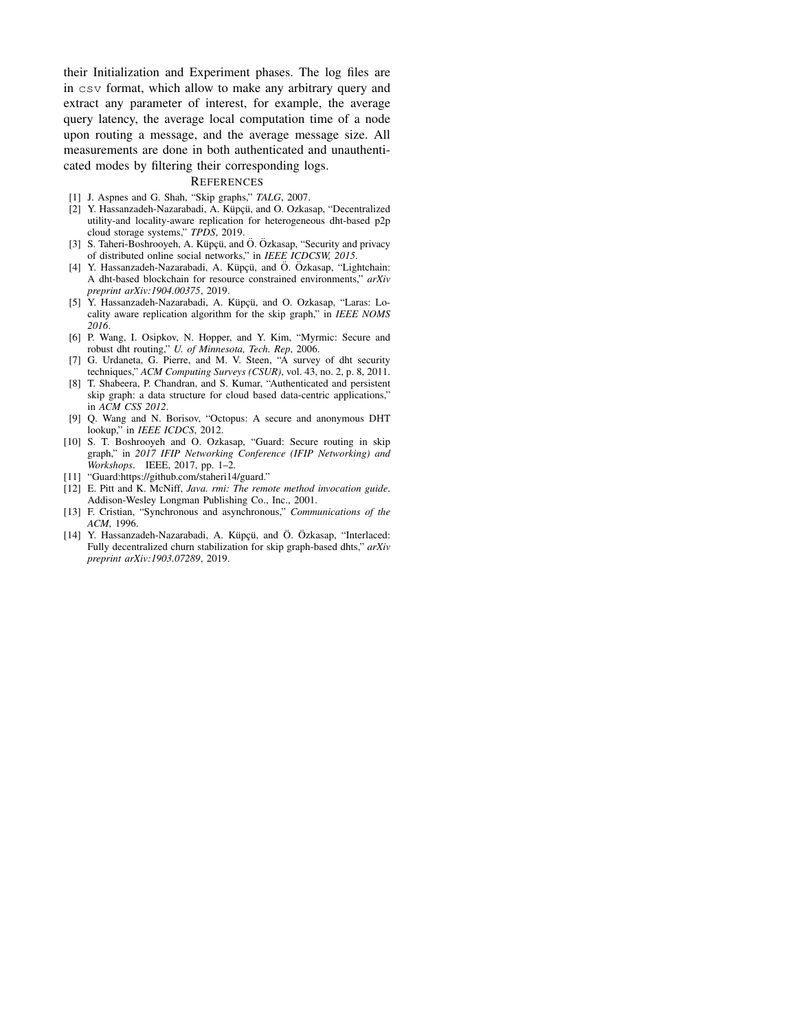their Initialization and Experiment phases. The log files are in `csv` format, which allow to make any arbitrary query and extract any parameter of interest, for example, the average query latency, the average local computation time of a node upon routing a message, and the average message size. All measurements are done in both authenticated and unauthenticated modes by filtering their corresponding logs.

## References

[1] J. Aspnes and G. Shah, "Skip graphs," *TALG*, 2007.

[2] Y. Hassanzadeh-Nazarabadi, A. Küpçü, and O. Ozkasap, "Decentralized utility-and locality-aware replication for heterogeneous dht-based p2p cloud storage systems," *TPDS*, 2019.

[3] S. Taheri-Boshrooyeh, A. Küpçü, and Ö. Özkasap, "Security and privacy of distributed online social networks," in *IEEE ICDCSW, 2015*.

[4] Y. Hassanzadeh-Nazarabadi, A. Küpçü, and Ö. Özkasap, "Lightchain: A dht-based blockchain for resource constrained environments," *arXiv preprint arXiv:1904.00375*, 2019.

[5] Y. Hassanzadeh-Nazarabadi, A. Küpçü, and O. Ozkasap, "Laras: Locality aware replication algorithm for the skip graph," in *IEEE NOMS 2016*.

[6] P. Wang, I. Osipkov, N. Hopper, and Y. Kim, "Myrmic: Secure and robust dht routing," *U. of Minnesota, Tech. Rep*, 2006.

[7] G. Urdaneta, G. Pierre, and M. V. Steen, "A survey of dht security techniques," *ACM Computing Surveys (CSUR)*, vol. 43, no. 2, p. 8, 2011.

[8] T. Shabeera, P. Chandran, and S. Kumar, "Authenticated and persistent skip graph: a data structure for cloud based data-centric applications," in *ACM CSS 2012*.

[9] Q. Wang and N. Borisov, "Octopus: A secure and anonymous DHT lookup," in *IEEE ICDCS*, 2012.

[10] S. T. Boshrooyeh and O. Ozkasap, "Guard: Secure routing in skip graph," in *2017 IFIP Networking Conference (IFIP Networking) and Workshops*. IEEE, 2017, pp. 1–2.

[11] "Guard:https://github.com/staheri14/guard."

[12] E. Pitt and K. McNiff, *Java. rmi: The remote method invocation guide*. Addison-Wesley Longman Publishing Co., Inc., 2001.

[13] F. Cristian, "Synchronous and asynchronous," *Communications of the ACM*, 1996.

[14] Y. Hassanzadeh-Nazarabadi, A. Küpçü, and Ö. Özkasap, "Interlaced: Fully decentralized churn stabilization for skip graph-based dhts," *arXiv preprint arXiv:1903.07289*, 2019.